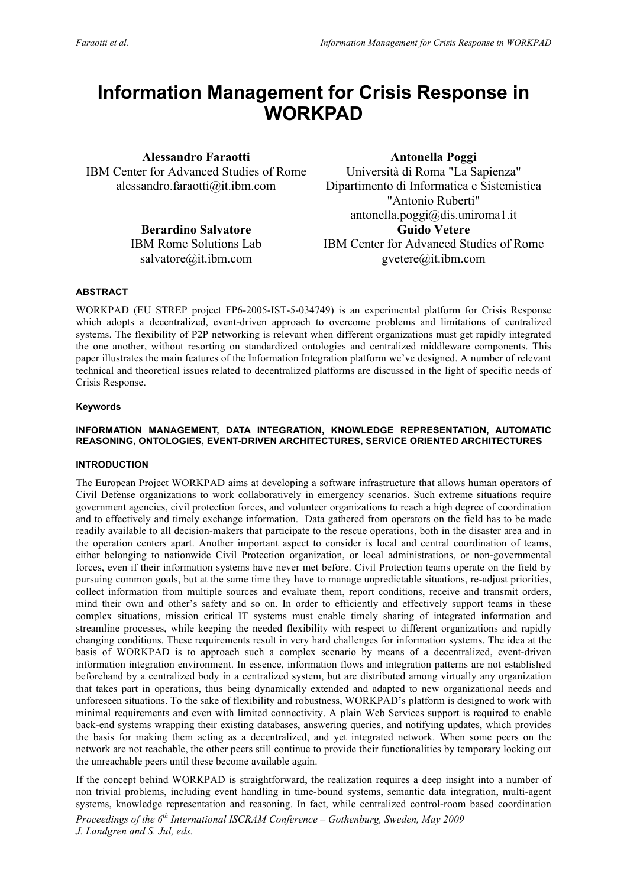# Information Management for Crisis Response in WORKPAD

**Alessandro Faraotti**
IBM Center for Advanced Studies of Rome
alessandro.faraotti@it.ibm.com

**Antonella Poggi**
Università di Roma "La Sapienza"
Dipartimento di Informatica e Sistemistica "Antonio Ruberti"
antonella.poggi@dis.uniroma1.it

**Berardino Salvatore**
IBM Rome Solutions Lab
salvatore@it.ibm.com

**Guido Vetere**
IBM Center for Advanced Studies of Rome
gvetere@it.ibm.com

## ABSTRACT

WORKPAD (EU STREP project FP6-2005-IST-5-034749) is an experimental platform for Crisis Response which adopts a decentralized, event-driven approach to overcome problems and limitations of centralized systems. The flexibility of P2P networking is relevant when different organizations must get rapidly integrated the one another, without resorting on standardized ontologies and centralized middleware components. This paper illustrates the main features of the Information Integration platform we've designed. A number of relevant technical and theoretical issues related to decentralized platforms are discussed in the light of specific needs of Crisis Response.

### Keywords

INFORMATION MANAGEMENT, DATA INTEGRATION, KNOWLEDGE REPRESENTATION, AUTOMATIC REASONING, ONTOLOGIES, EVENT-DRIVEN ARCHITECTURES, SERVICE ORIENTED ARCHITECTURES

## INTRODUCTION

The European Project WORKPAD aims at developing a software infrastructure that allows human operators of Civil Defense organizations to work collaboratively in emergency scenarios. Such extreme situations require government agencies, civil protection forces, and volunteer organizations to reach a high degree of coordination and to effectively and timely exchange information. Data gathered from operators on the field has to be made readily available to all decision-makers that participate to the rescue operations, both in the disaster area and in the operation centers apart. Another important aspect to consider is local and central coordination of teams, either belonging to nationwide Civil Protection organization, or local administrations, or non-governmental forces, even if their information systems have never met before. Civil Protection teams operate on the field by pursuing common goals, but at the same time they have to manage unpredictable situations, re-adjust priorities, collect information from multiple sources and evaluate them, report conditions, receive and transmit orders, mind their own and other's safety and so on. In order to efficiently and effectively support teams in these complex situations, mission critical IT systems must enable timely sharing of integrated information and streamline processes, while keeping the needed flexibility with respect to different organizations and rapidly changing conditions. These requirements result in very hard challenges for information systems. The idea at the basis of WORKPAD is to approach such a complex scenario by means of a decentralized, event-driven information integration environment. In essence, information flows and integration patterns are not established beforehand by a centralized body in a centralized system, but are distributed among virtually any organization that takes part in operations, thus being dynamically extended and adapted to new organizational needs and unforeseen situations. To the sake of flexibility and robustness, WORKPAD's platform is designed to work with minimal requirements and even with limited connectivity. A plain Web Services support is required to enable back-end systems wrapping their existing databases, answering queries, and notifying updates, which provides the basis for making them acting as a decentralized, and yet integrated network. When some peers on the network are not reachable, the other peers still continue to provide their functionalities by temporary locking out the unreachable peers until these become available again.

If the concept behind WORKPAD is straightforward, the realization requires a deep insight into a number of non trivial problems, including event handling in time-bound systems, semantic data integration, multi-agent systems, knowledge representation and reasoning. In fact, while centralized control-room based coordination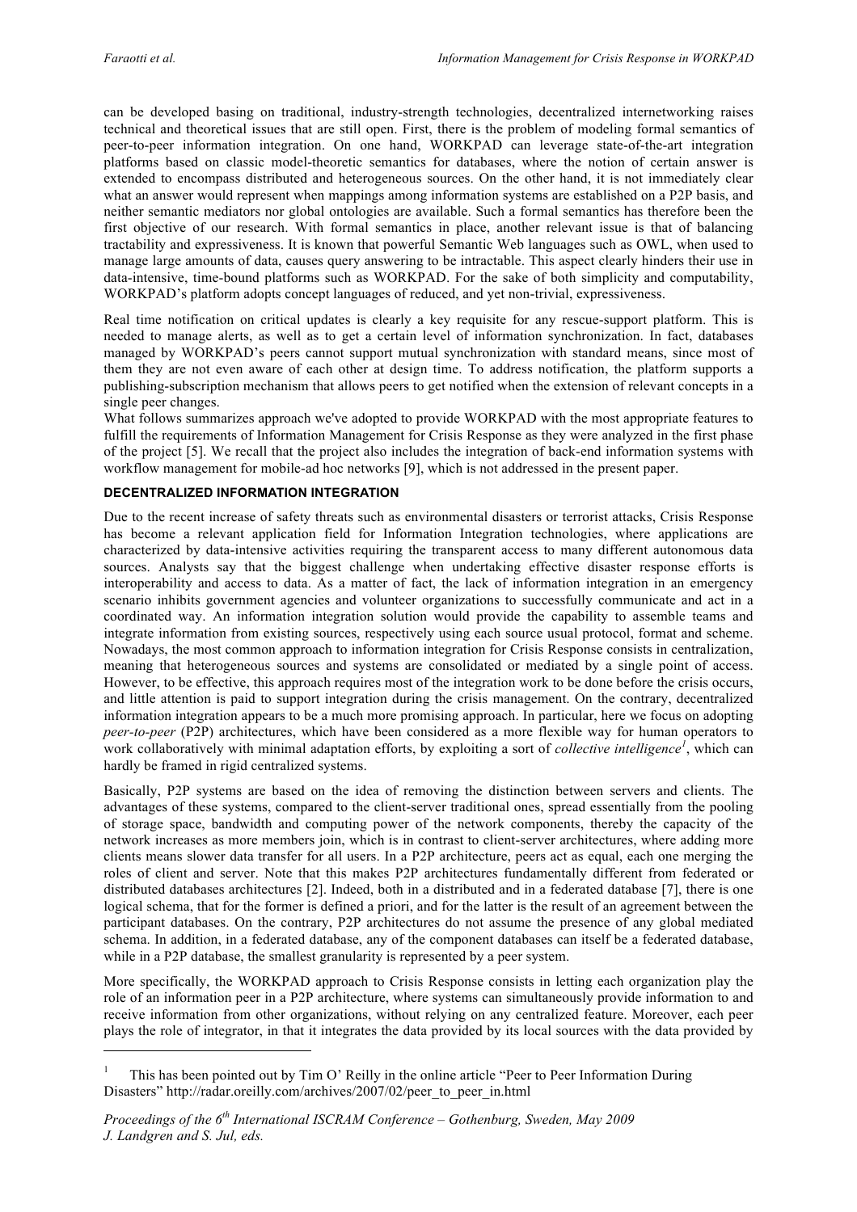can be developed basing on traditional, industry-strength technologies, decentralized internetworking raises technical and theoretical issues that are still open. First, there is the problem of modeling formal semantics of peer-to-peer information integration. On one hand, WORKPAD can leverage state-of-the-art integration platforms based on classic model-theoretic semantics for databases, where the notion of certain answer is extended to encompass distributed and heterogeneous sources. On the other hand, it is not immediately clear what an answer would represent when mappings among information systems are established on a P2P basis, and neither semantic mediators nor global ontologies are available. Such a formal semantics has therefore been the first objective of our research. With formal semantics in place, another relevant issue is that of balancing tractability and expressiveness. It is known that powerful Semantic Web languages such as OWL, when used to manage large amounts of data, causes query answering to be intractable. This aspect clearly hinders their use in data-intensive, time-bound platforms such as WORKPAD. For the sake of both simplicity and computability, WORKPAD's platform adopts concept languages of reduced, and yet non-trivial, expressiveness.

Real time notification on critical updates is clearly a key requisite for any rescue-support platform. This is needed to manage alerts, as well as to get a certain level of information synchronization. In fact, databases managed by WORKPAD's peers cannot support mutual synchronization with standard means, since most of them they are not even aware of each other at design time. To address notification, the platform supports a publishing-subscription mechanism that allows peers to get notified when the extension of relevant concepts in a single peer changes.

What follows summarizes approach we've adopted to provide WORKPAD with the most appropriate features to fulfill the requirements of Information Management for Crisis Response as they were analyzed in the first phase of the project [5]. We recall that the project also includes the integration of back-end information systems with workflow management for mobile-ad hoc networks [9], which is not addressed in the present paper.

## DECENTRALIZED INFORMATION INTEGRATION

Due to the recent increase of safety threats such as environmental disasters or terrorist attacks, Crisis Response has become a relevant application field for Information Integration technologies, where applications are characterized by data-intensive activities requiring the transparent access to many different autonomous data sources. Analysts say that the biggest challenge when undertaking effective disaster response efforts is interoperability and access to data. As a matter of fact, the lack of information integration in an emergency scenario inhibits government agencies and volunteer organizations to successfully communicate and act in a coordinated way. An information integration solution would provide the capability to assemble teams and integrate information from existing sources, respectively using each source usual protocol, format and scheme. Nowadays, the most common approach to information integration for Crisis Response consists in centralization, meaning that heterogeneous sources and systems are consolidated or mediated by a single point of access. However, to be effective, this approach requires most of the integration work to be done before the crisis occurs, and little attention is paid to support integration during the crisis management. On the contrary, decentralized information integration appears to be a much more promising approach. In particular, here we focus on adopting *peer-to-peer* (P2P) architectures, which have been considered as a more flexible way for human operators to work collaboratively with minimal adaptation efforts, by exploiting a sort of *collective intelligence*[1], which can hardly be framed in rigid centralized systems.

Basically, P2P systems are based on the idea of removing the distinction between servers and clients. The advantages of these systems, compared to the client-server traditional ones, spread essentially from the pooling of storage space, bandwidth and computing power of the network components, thereby the capacity of the network increases as more members join, which is in contrast to client-server architectures, where adding more clients means slower data transfer for all users. In a P2P architecture, peers act as equal, each one merging the roles of client and server. Note that this makes P2P architectures fundamentally different from federated or distributed databases architectures [2]. Indeed, both in a distributed and in a federated database [7], there is one logical schema, that for the former is defined a priori, and for the latter is the result of an agreement between the participant databases. On the contrary, P2P architectures do not assume the presence of any global mediated schema. In addition, in a federated database, any of the component databases can itself be a federated database, while in a P2P database, the smallest granularity is represented by a peer system.

More specifically, the WORKPAD approach to Crisis Response consists in letting each organization play the role of an information peer in a P2P architecture, where systems can simultaneously provide information to and receive information from other organizations, without relying on any centralized feature. Moreover, each peer plays the role of integrator, in that it integrates the data provided by its local sources with the data provided by

[1] This has been pointed out by Tim O' Reilly in the online article "Peer to Peer Information During Disasters" http://radar.oreilly.com/archives/2007/02/peer_to_peer_in.html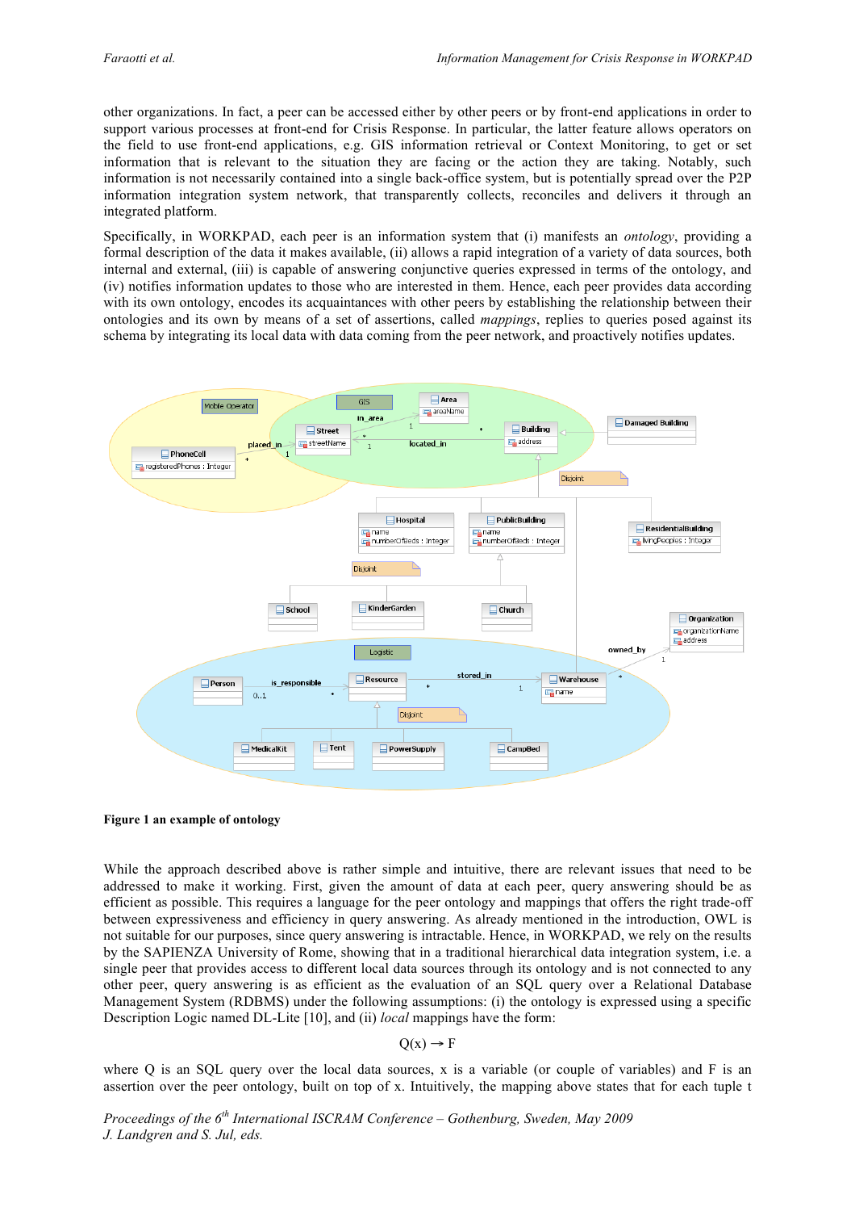other organizations. In fact, a peer can be accessed either by other peers or by front-end applications in order to support various processes at front-end for Crisis Response. In particular, the latter feature allows operators on the field to use front-end applications, e.g. GIS information retrieval or Context Monitoring, to get or set information that is relevant to the situation they are facing or the action they are taking. Notably, such information is not necessarily contained into a single back-office system, but is potentially spread over the P2P information integration system network, that transparently collects, reconciles and delivers it through an integrated platform.

Specifically, in WORKPAD, each peer is an information system that (i) manifests an *ontology*, providing a formal description of the data it makes available, (ii) allows a rapid integration of a variety of data sources, both internal and external, (iii) is capable of answering conjunctive queries expressed in terms of the ontology, and (iv) notifies information updates to those who are interested in them. Hence, each peer provides data according with its own ontology, encodes its acquaintances with other peers by establishing the relationship between their ontologies and its own by means of a set of assertions, called *mappings*, replies to queries posed against its schema by integrating its local data with data coming from the peer network, and proactively notifies updates.

**Figure 1 an example of ontology**

While the approach described above is rather simple and intuitive, there are relevant issues that need to be addressed to make it working. First, given the amount of data at each peer, query answering should be as efficient as possible. This requires a language for the peer ontology and mappings that offers the right trade-off between expressiveness and efficiency in query answering. As already mentioned in the introduction, OWL is not suitable for our purposes, since query answering is intractable. Hence, in WORKPAD, we rely on the results by the SAPIENZA University of Rome, showing that in a traditional hierarchical data integration system, i.e. a single peer that provides access to different local data sources through its ontology and is not connected to any other peer, query answering is as efficient as the evaluation of an SQL query over a Relational Database Management System (RDBMS) under the following assumptions: (i) the ontology is expressed using a specific Description Logic named DL-Lite [10], and (ii) *local* mappings have the form:

$$Q(x) \rightarrow F$$

where Q is an SQL query over the local data sources, x is a variable (or couple of variables) and F is an assertion over the peer ontology, built on top of x. Intuitively, the mapping above states that for each tuple t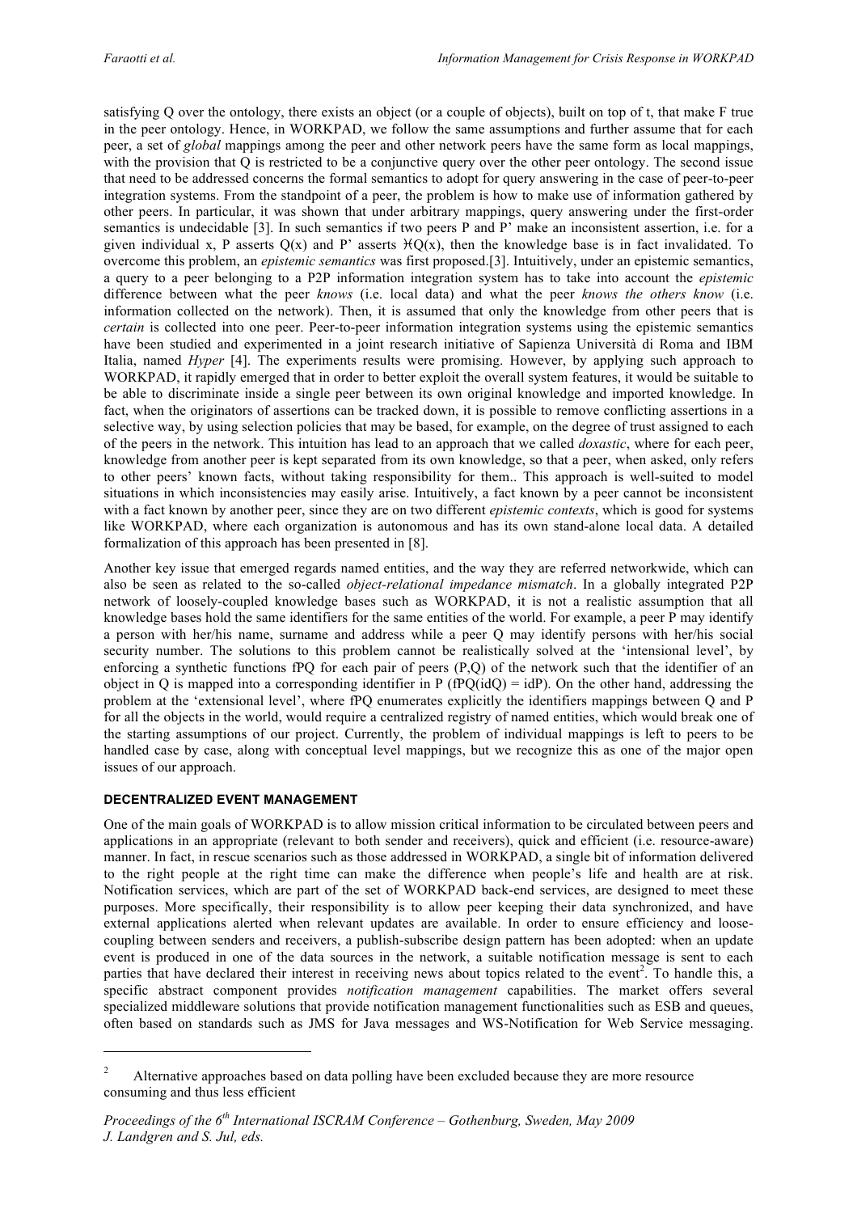satisfying Q over the ontology, there exists an object (or a couple of objects), built on top of t, that make F true in the peer ontology. Hence, in WORKPAD, we follow the same assumptions and further assume that for each peer, a set of *global* mappings among the peer and other network peers have the same form as local mappings, with the provision that Q is restricted to be a conjunctive query over the other peer ontology. The second issue that need to be addressed concerns the formal semantics to adopt for query answering in the case of peer-to-peer integration systems. From the standpoint of a peer, the problem is how to make use of information gathered by other peers. In particular, it was shown that under arbitrary mappings, query answering under the first-order semantics is undecidable [3]. In such semantics if two peers P and P' make an inconsistent assertion, i.e. for a given individual x, P asserts Q(x) and P' asserts $\neg Q(x)$, then the knowledge base is in fact invalidated. To overcome this problem, an *epistemic semantics* was first proposed.[3]. Intuitively, under an epistemic semantics, a query to a peer belonging to a P2P information integration system has to take into account the *epistemic* difference between what the peer *knows* (i.e. local data) and what the peer *knows the others know* (i.e. information collected on the network). Then, it is assumed that only the knowledge from other peers that is *certain* is collected into one peer. Peer-to-peer information integration systems using the epistemic semantics have been studied and experimented in a joint research initiative of Sapienza Università di Roma and IBM Italia, named *Hyper* [4]. The experiments results were promising. However, by applying such approach to WORKPAD, it rapidly emerged that in order to better exploit the overall system features, it would be suitable to be able to discriminate inside a single peer between its own original knowledge and imported knowledge. In fact, when the originators of assertions can be tracked down, it is possible to remove conflicting assertions in a selective way, by using selection policies that may be based, for example, on the degree of trust assigned to each of the peers in the network. This intuition has lead to an approach that we called *doxastic*, where for each peer, knowledge from another peer is kept separated from its own knowledge, so that a peer, when asked, only refers to other peers' known facts, without taking responsibility for them.. This approach is well-suited to model situations in which inconsistencies may easily arise. Intuitively, a fact known by a peer cannot be inconsistent with a fact known by another peer, since they are on two different *epistemic contexts*, which is good for systems like WORKPAD, where each organization is autonomous and has its own stand-alone local data. A detailed formalization of this approach has been presented in [8].

Another key issue that emerged regards named entities, and the way they are referred networkwide, which can also be seen as related to the so-called *object-relational impedance mismatch*. In a globally integrated P2P network of loosely-coupled knowledge bases such as WORKPAD, it is not a realistic assumption that all knowledge bases hold the same identifiers for the same entities of the world. For example, a peer P may identify a person with her/his name, surname and address while a peer Q may identify persons with her/his social security number. The solutions to this problem cannot be realistically solved at the 'intensional level', by enforcing a synthetic functions fPQ for each pair of peers (P,Q) of the network such that the identifier of an object in Q is mapped into a corresponding identifier in P (fPQ(idQ) = idP). On the other hand, addressing the problem at the 'extensional level', where fPQ enumerates explicitly the identifiers mappings between Q and P for all the objects in the world, would require a centralized registry of named entities, which would break one of the starting assumptions of our project. Currently, the problem of individual mappings is left to peers to be handled case by case, along with conceptual level mappings, but we recognize this as one of the major open issues of our approach.

## DECENTRALIZED EVENT MANAGEMENT

One of the main goals of WORKPAD is to allow mission critical information to be circulated between peers and applications in an appropriate (relevant to both sender and receivers), quick and efficient (i.e. resource-aware) manner. In fact, in rescue scenarios such as those addressed in WORKPAD, a single bit of information delivered to the right people at the right time can make the difference when people's life and health are at risk. Notification services, which are part of the set of WORKPAD back-end services, are designed to meet these purposes. More specifically, their responsibility is to allow peer keeping their data synchronized, and have external applications alerted when relevant updates are available. In order to ensure efficiency and loose-coupling between senders and receivers, a publish-subscribe design pattern has been adopted: when an update event is produced in one of the data sources in the network, a suitable notification message is sent to each parties that have declared their interest in receiving news about topics related to the event[2]. To handle this, a specific abstract component provides *notification management* capabilities. The market offers several specialized middleware solutions that provide notification management functionalities such as ESB and queues, often based on standards such as JMS for Java messages and WS-Notification for Web Service messaging.

[2] Alternative approaches based on data polling have been excluded because they are more resource consuming and thus less efficient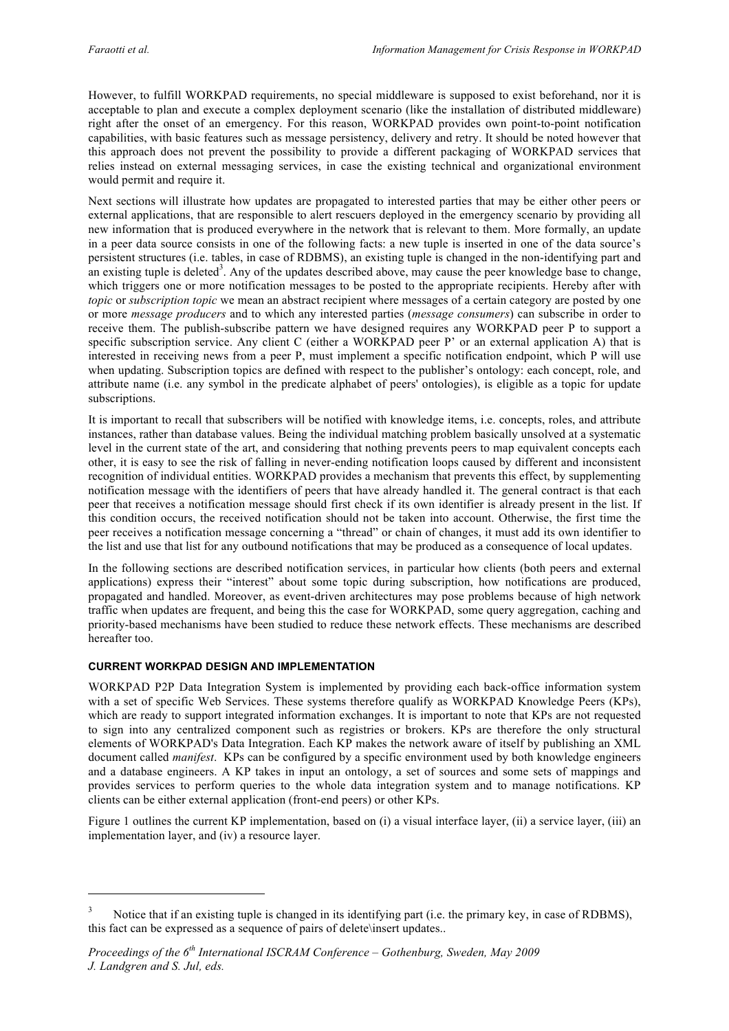However, to fulfill WORKPAD requirements, no special middleware is supposed to exist beforehand, nor it is acceptable to plan and execute a complex deployment scenario (like the installation of distributed middleware) right after the onset of an emergency. For this reason, WORKPAD provides own point-to-point notification capabilities, with basic features such as message persistency, delivery and retry. It should be noted however that this approach does not prevent the possibility to provide a different packaging of WORKPAD services that relies instead on external messaging services, in case the existing technical and organizational environment would permit and require it.

Next sections will illustrate how updates are propagated to interested parties that may be either other peers or external applications, that are responsible to alert rescuers deployed in the emergency scenario by providing all new information that is produced everywhere in the network that is relevant to them. More formally, an update in a peer data source consists in one of the following facts: a new tuple is inserted in one of the data source's persistent structures (i.e. tables, in case of RDBMS), an existing tuple is changed in the non-identifying part and an existing tuple is deleted[3]. Any of the updates described above, may cause the peer knowledge base to change, which triggers one or more notification messages to be posted to the appropriate recipients. Hereby after with *topic* or *subscription topic* we mean an abstract recipient where messages of a certain category are posted by one or more *message producers* and to which any interested parties (*message consumers*) can subscribe in order to receive them. The publish-subscribe pattern we have designed requires any WORKPAD peer P to support a specific subscription service. Any client C (either a WORKPAD peer P' or an external application A) that is interested in receiving news from a peer P, must implement a specific notification endpoint, which P will use when updating. Subscription topics are defined with respect to the publisher's ontology: each concept, role, and attribute name (i.e. any symbol in the predicate alphabet of peers' ontologies), is eligible as a topic for update subscriptions.

It is important to recall that subscribers will be notified with knowledge items, i.e. concepts, roles, and attribute instances, rather than database values. Being the individual matching problem basically unsolved at a systematic level in the current state of the art, and considering that nothing prevents peers to map equivalent concepts each other, it is easy to see the risk of falling in never-ending notification loops caused by different and inconsistent recognition of individual entities. WORKPAD provides a mechanism that prevents this effect, by supplementing notification message with the identifiers of peers that have already handled it. The general contract is that each peer that receives a notification message should first check if its own identifier is already present in the list. If this condition occurs, the received notification should not be taken into account. Otherwise, the first time the peer receives a notification message concerning a "thread" or chain of changes, it must add its own identifier to the list and use that list for any outbound notifications that may be produced as a consequence of local updates.

In the following sections are described notification services, in particular how clients (both peers and external applications) express their "interest" about some topic during subscription, how notifications are produced, propagated and handled. Moreover, as event-driven architectures may pose problems because of high network traffic when updates are frequent, and being this the case for WORKPAD, some query aggregation, caching and priority-based mechanisms have been studied to reduce these network effects. These mechanisms are described hereafter too.

## CURRENT WORKPAD DESIGN AND IMPLEMENTATION

WORKPAD P2P Data Integration System is implemented by providing each back-office information system with a set of specific Web Services. These systems therefore qualify as WORKPAD Knowledge Peers (KPs), which are ready to support integrated information exchanges. It is important to note that KPs are not requested to sign into any centralized component such as registries or brokers. KPs are therefore the only structural elements of WORKPAD's Data Integration. Each KP makes the network aware of itself by publishing an XML document called *manifest*. KPs can be configured by a specific environment used by both knowledge engineers and a database engineers. A KP takes in input an ontology, a set of sources and some sets of mappings and provides services to perform queries to the whole data integration system and to manage notifications. KP clients can be either external application (front-end peers) or other KPs.

Figure 1 outlines the current KP implementation, based on (i) a visual interface layer, (ii) a service layer, (iii) an implementation layer, and (iv) a resource layer.

---

[3] Notice that if an existing tuple is changed in its identifying part (i.e. the primary key, in case of RDBMS), this fact can be expressed as a sequence of pairs of delete\insert updates..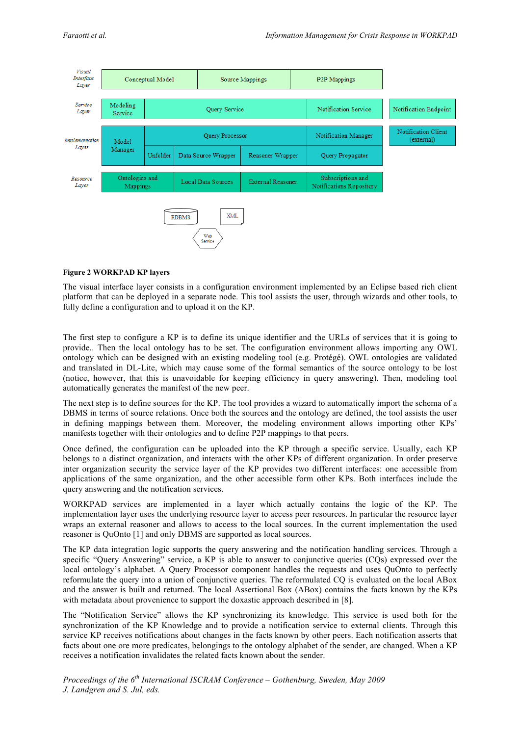| Layer | | | | |
|---|---|---|---|---|
| Visual Interface Layer | Conceptual Model | Source Mappings | P2P Mappings | |
| Service Layer | Modeling Service | Query Service | Notification Service | Notification Endpoint |
| Implementation Layer | Model Manager | Query Processor (Unfolder, Data Source Wrapper, Reasoner Wrapper) | Notification Manager, Query Propagator | Notification Client (external) |
| Resource Layer | Ontologies and Mappings | Local Data Sources, External Reasoner | Subscriptions and Notifications Repository | |

RDBMS, XML, Web Service

**Figure 2 WORKPAD KP layers**

The visual interface layer consists in a configuration environment implemented by an Eclipse based rich client platform that can be deployed in a separate node. This tool assists the user, through wizards and other tools, to fully define a configuration and to upload it on the KP.

The first step to configure a KP is to define its unique identifier and the URLs of services that it is going to provide.. Then the local ontology has to be set. The configuration environment allows importing any OWL ontology which can be designed with an existing modeling tool (e.g. Protégé). OWL ontologies are validated and translated in DL-Lite, which may cause some of the formal semantics of the source ontology to be lost (notice, however, that this is unavoidable for keeping efficiency in query answering). Then, modeling tool automatically generates the manifest of the new peer.

The next step is to define sources for the KP. The tool provides a wizard to automatically import the schema of a DBMS in terms of source relations. Once both the sources and the ontology are defined, the tool assists the user in defining mappings between them. Moreover, the modeling environment allows importing other KPs' manifests together with their ontologies and to define P2P mappings to that peers.

Once defined, the configuration can be uploaded into the KP through a specific service. Usually, each KP belongs to a distinct organization, and interacts with the other KPs of different organization. In order preserve inter organization security the service layer of the KP provides two different interfaces: one accessible from applications of the same organization, and the other accessible form other KPs. Both interfaces include the query answering and the notification services.

WORKPAD services are implemented in a layer which actually contains the logic of the KP. The implementation layer uses the underlying resource layer to access peer resources. In particular the resource layer wraps an external reasoner and allows to access to the local sources. In the current implementation the used reasoner is QuOnto [1] and only DBMS are supported as local sources.

The KP data integration logic supports the query answering and the notification handling services. Through a specific "Query Answering" service, a KP is able to answer to conjunctive queries (CQs) expressed over the local ontology's alphabet. A Query Processor component handles the requests and uses QuOnto to perfectly reformulate the query into a union of conjunctive queries. The reformulated CQ is evaluated on the local ABox and the answer is built and returned. The local Assertional Box (ABox) contains the facts known by the KPs with metadata about provenience to support the doxastic approach described in [8].

The "Notification Service" allows the KP synchronizing its knowledge. This service is used both for the synchronization of the KP Knowledge and to provide a notification service to external clients. Through this service KP receives notifications about changes in the facts known by other peers. Each notification asserts that facts about one ore more predicates, belongings to the ontology alphabet of the sender, are changed. When a KP receives a notification invalidates the related facts known about the sender.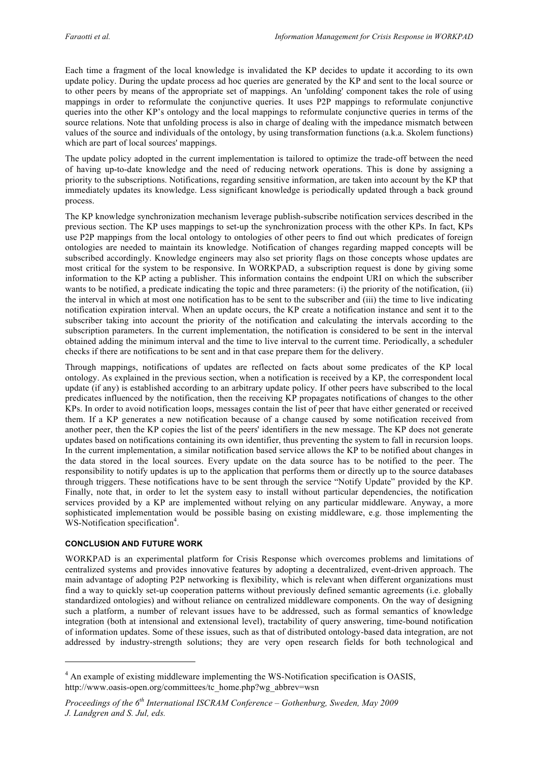Each time a fragment of the local knowledge is invalidated the KP decides to update it according to its own update policy. During the update process ad hoc queries are generated by the KP and sent to the local source or to other peers by means of the appropriate set of mappings. An 'unfolding' component takes the role of using mappings in order to reformulate the conjunctive queries. It uses P2P mappings to reformulate conjunctive queries into the other KP's ontology and the local mappings to reformulate conjunctive queries in terms of the source relations. Note that unfolding process is also in charge of dealing with the impedance mismatch between values of the source and individuals of the ontology, by using transformation functions (a.k.a. Skolem functions) which are part of local sources' mappings.

The update policy adopted in the current implementation is tailored to optimize the trade-off between the need of having up-to-date knowledge and the need of reducing network operations. This is done by assigning a priority to the subscriptions. Notifications, regarding sensitive information, are taken into account by the KP that immediately updates its knowledge. Less significant knowledge is periodically updated through a back ground process.

The KP knowledge synchronization mechanism leverage publish-subscribe notification services described in the previous section. The KP uses mappings to set-up the synchronization process with the other KPs. In fact, KPs use P2P mappings from the local ontology to ontologies of other peers to find out which predicates of foreign ontologies are needed to maintain its knowledge. Notification of changes regarding mapped concepts will be subscribed accordingly. Knowledge engineers may also set priority flags on those concepts whose updates are most critical for the system to be responsive. In WORKPAD, a subscription request is done by giving some information to the KP acting a publisher. This information contains the endpoint URI on which the subscriber wants to be notified, a predicate indicating the topic and three parameters: (i) the priority of the notification, (ii) the interval in which at most one notification has to be sent to the subscriber and (iii) the time to live indicating notification expiration interval. When an update occurs, the KP create a notification instance and sent it to the subscriber taking into account the priority of the notification and calculating the intervals according to the subscription parameters. In the current implementation, the notification is considered to be sent in the interval obtained adding the minimum interval and the time to live interval to the current time. Periodically, a scheduler checks if there are notifications to be sent and in that case prepare them for the delivery.

Through mappings, notifications of updates are reflected on facts about some predicates of the KP local ontology. As explained in the previous section, when a notification is received by a KP, the correspondent local update (if any) is established according to an arbitrary update policy. If other peers have subscribed to the local predicates influenced by the notification, then the receiving KP propagates notifications of changes to the other KPs. In order to avoid notification loops, messages contain the list of peer that have either generated or received them. If a KP generates a new notification because of a change caused by some notification received from another peer, then the KP copies the list of the peers' identifiers in the new message. The KP does not generate updates based on notifications containing its own identifier, thus preventing the system to fall in recursion loops. In the current implementation, a similar notification based service allows the KP to be notified about changes in the data stored in the local sources. Every update on the data source has to be notified to the peer. The responsibility to notify updates is up to the application that performs them or directly up to the source databases through triggers. These notifications have to be sent through the service "Notify Update" provided by the KP. Finally, note that, in order to let the system easy to install without particular dependencies, the notification services provided by a KP are implemented without relying on any particular middleware. Anyway, a more sophisticated implementation would be possible basing on existing middleware, e.g. those implementing the WS-Notification specification[4].

## CONCLUSION AND FUTURE WORK

WORKPAD is an experimental platform for Crisis Response which overcomes problems and limitations of centralized systems and provides innovative features by adopting a decentralized, event-driven approach. The main advantage of adopting P2P networking is flexibility, which is relevant when different organizations must find a way to quickly set-up cooperation patterns without previously defined semantic agreements (i.e. globally standardized ontologies) and without reliance on centralized middleware components. On the way of designing such a platform, a number of relevant issues have to be addressed, such as formal semantics of knowledge integration (both at intensional and extensional level), tractability of query answering, time-bound notification of information updates. Some of these issues, such as that of distributed ontology-based data integration, are not addressed by industry-strength solutions; they are very open research fields for both technological and

---

[4] An example of existing middleware implementing the WS-Notification specification is OASIS, http://www.oasis-open.org/committees/tc_home.php?wg_abbrev=wsn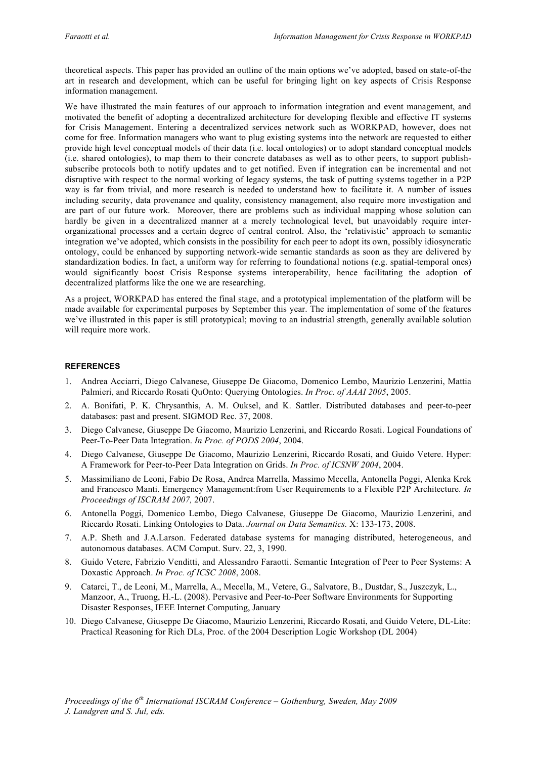theoretical aspects. This paper has provided an outline of the main options we've adopted, based on state-of-the art in research and development, which can be useful for bringing light on key aspects of Crisis Response information management.

We have illustrated the main features of our approach to information integration and event management, and motivated the benefit of adopting a decentralized architecture for developing flexible and effective IT systems for Crisis Management. Entering a decentralized services network such as WORKPAD, however, does not come for free. Information managers who want to plug existing systems into the network are requested to either provide high level conceptual models of their data (i.e. local ontologies) or to adopt standard conceptual models (i.e. shared ontologies), to map them to their concrete databases as well as to other peers, to support publish-subscribe protocols both to notify updates and to get notified. Even if integration can be incremental and not disruptive with respect to the normal working of legacy systems, the task of putting systems together in a P2P way is far from trivial, and more research is needed to understand how to facilitate it. A number of issues including security, data provenance and quality, consistency management, also require more investigation and are part of our future work. Moreover, there are problems such as individual mapping whose solution can hardly be given in a decentralized manner at a merely technological level, but unavoidably require inter-organizational processes and a certain degree of central control. Also, the 'relativistic' approach to semantic integration we've adopted, which consists in the possibility for each peer to adopt its own, possibly idiosyncratic ontology, could be enhanced by supporting network-wide semantic standards as soon as they are delivered by standardization bodies. In fact, a uniform way for referring to foundational notions (e.g. spatial-temporal ones) would significantly boost Crisis Response systems interoperability, hence facilitating the adoption of decentralized platforms like the one we are researching.

As a project, WORKPAD has entered the final stage, and a prototypical implementation of the platform will be made available for experimental purposes by September this year. The implementation of some of the features we've illustrated in this paper is still prototypical; moving to an industrial strength, generally available solution will require more work.

## REFERENCES

1. Andrea Acciarri, Diego Calvanese, Giuseppe De Giacomo, Domenico Lembo, Maurizio Lenzerini, Mattia Palmieri, and Riccardo Rosati QuOnto: Querying Ontologies. *In Proc. of AAAI 2005*, 2005.
2. A. Bonifati, P. K. Chrysanthis, A. M. Ouksel, and K. Sattler. Distributed databases and peer-to-peer databases: past and present. SIGMOD Rec. 37, 2008.
3. Diego Calvanese, Giuseppe De Giacomo, Maurizio Lenzerini, and Riccardo Rosati. Logical Foundations of Peer-To-Peer Data Integration. *In Proc. of PODS 2004*, 2004.
4. Diego Calvanese, Giuseppe De Giacomo, Maurizio Lenzerini, Riccardo Rosati, and Guido Vetere. Hyper: A Framework for Peer-to-Peer Data Integration on Grids. *In Proc. of ICSNW 2004*, 2004.
5. Massimiliano de Leoni, Fabio De Rosa, Andrea Marrella, Massimo Mecella, Antonella Poggi, Alenka Krek and Francesco Manti. Emergency Management:from User Requirements to a Flexible P2P Architecture*. In Proceedings of ISCRAM 2007,* 2007.
6. Antonella Poggi, Domenico Lembo, Diego Calvanese, Giuseppe De Giacomo, Maurizio Lenzerini, and Riccardo Rosati. Linking Ontologies to Data. *Journal on Data Semantics.* X: 133-173, 2008.
7. A.P. Sheth and J.A.Larson. Federated database systems for managing distributed, heterogeneous, and autonomous databases. ACM Comput. Surv. 22, 3, 1990.
8. Guido Vetere, Fabrizio Venditti, and Alessandro Faraotti. Semantic Integration of Peer to Peer Systems: A Doxastic Approach. *In Proc. of ICSC 2008*, 2008.
9. Catarci, T., de Leoni, M., Marrella, A., Mecella, M., Vetere, G., Salvatore, B., Dustdar, S., Juszczyk, L., Manzoor, A., Truong, H.-L. (2008). Pervasive and Peer-to-Peer Software Environments for Supporting Disaster Responses, IEEE Internet Computing, January
10. Diego Calvanese, Giuseppe De Giacomo, Maurizio Lenzerini, Riccardo Rosati, and Guido Vetere, DL-Lite: Practical Reasoning for Rich DLs, Proc. of the 2004 Description Logic Workshop (DL 2004)